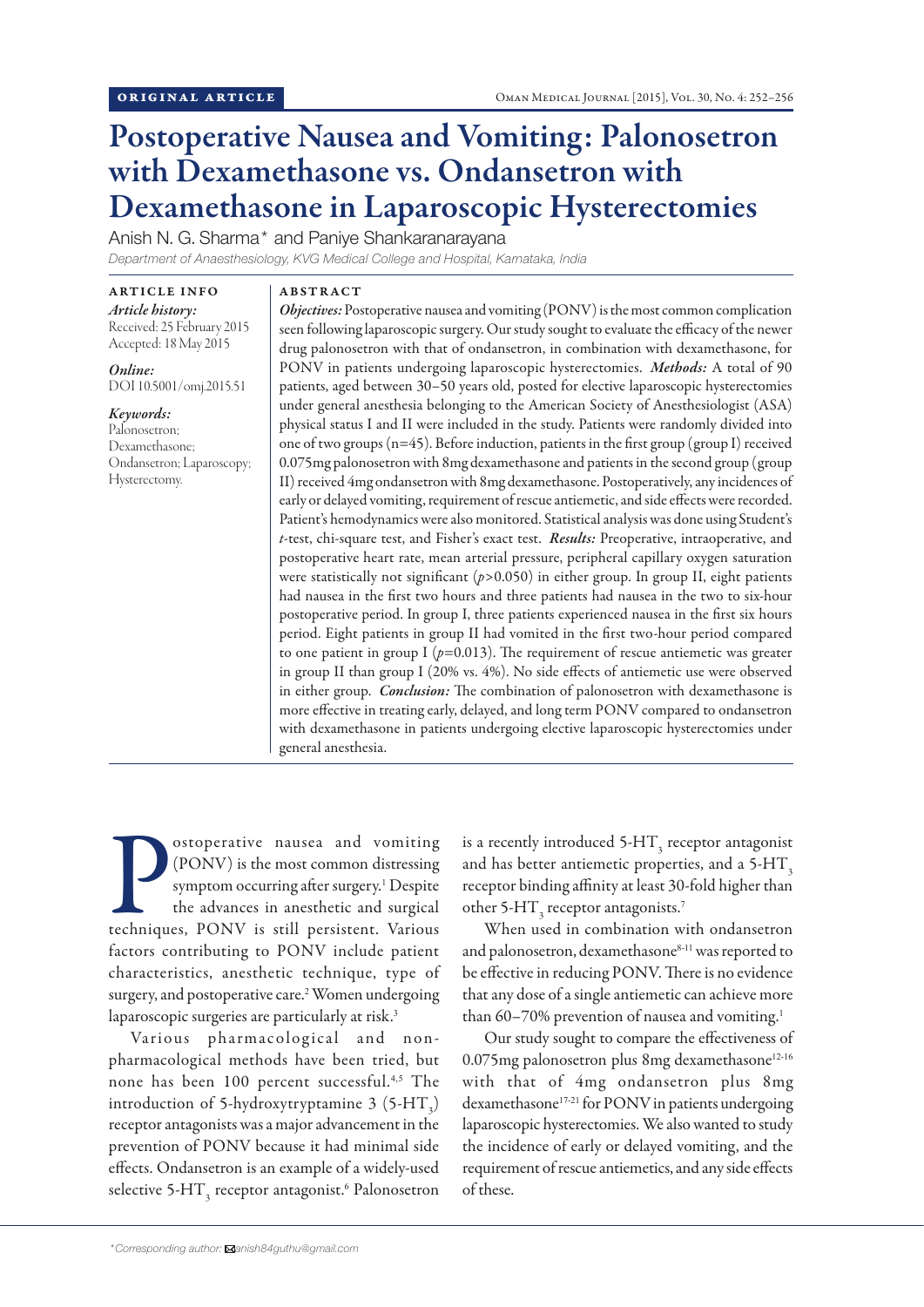ORIGINAL ARTICLE

# Postoperative Nausea and Vomiting: Palonosetron with Dexamethasone vs. Ondansetron with Dexamethasone in Laparoscopic Hysterectomies

Anish N. G. Sharma* and Paniye Shankaranarayana

*Department of Anaesthesiology, KVG Medical College and Hospital, Karnataka, India*

**ARTICLE INFO**

*Article history:*
Received: 25 February 2015
Accepted: 18 May 2015

*Online:*
DOI 10.5001/omj.2015.51

*Keywords:*
Palonosetron; Dexamethasone; Ondansetron; Laparoscopy; Hysterectomy.

**ABSTRACT**

***Objectives:*** Postoperative nausea and vomiting (PONV) is the most common complication seen following laparoscopic surgery. Our study sought to evaluate the efficacy of the newer drug palonosetron with that of ondansetron, in combination with dexamethasone, for PONV in patients undergoing laparoscopic hysterectomies. ***Methods:*** A total of 90 patients, aged between 30–50 years old, posted for elective laparoscopic hysterectomies under general anesthesia belonging to the American Society of Anesthesiologist (ASA) physical status I and II were included in the study. Patients were randomly divided into one of two groups (n=45). Before induction, patients in the first group (group I) received 0.075mg palonosetron with 8mg dexamethasone and patients in the second group (group II) received 4mg ondansetron with 8mg dexamethasone. Postoperatively, any incidences of early or delayed vomiting, requirement of rescue antiemetic, and side effects were recorded. Patient's hemodynamics were also monitored. Statistical analysis was done using Student's *t*-test, chi-square test, and Fisher's exact test. ***Results:*** Preoperative, intraoperative, and postoperative heart rate, mean arterial pressure, peripheral capillary oxygen saturation were statistically not significant ($p$>0.050) in either group. In group II, eight patients had nausea in the first two hours and three patients had nausea in the two to six-hour postoperative period. In group I, three patients experienced nausea in the first six hours period. Eight patients in group II had vomited in the first two-hour period compared to one patient in group I ($p$=0.013). The requirement of rescue antiemetic was greater in group II than group I (20% vs. 4%). No side effects of antiemetic use were observed in either group. ***Conclusion:*** The combination of palonosetron with dexamethasone is more effective in treating early, delayed, and long term PONV compared to ondansetron with dexamethasone in patients undergoing elective laparoscopic hysterectomies under general anesthesia.

Postoperative nausea and vomiting (PONV) is the most common distressing symptom occurring after surgery.[1] Despite the advances in anesthetic and surgical techniques, PONV is still persistent. Various factors contributing to PONV include patient characteristics, anesthetic technique, type of surgery, and postoperative care.[2] Women undergoing laparoscopic surgeries are particularly at risk.[3]

Various pharmacological and non-pharmacological methods have been tried, but none has been 100 percent successful.[4,5] The introduction of 5-hydroxytryptamine 3 (5-$HT_3$) receptor antagonists was a major advancement in the prevention of PONV because it had minimal side effects. Ondansetron is an example of a widely-used selective 5-$HT_3$ receptor antagonist.[6] Palonosetron is a recently introduced 5-$HT_3$ receptor antagonist and has better antiemetic properties, and a 5-$HT_3$ receptor binding affinity at least 30-fold higher than other 5-$HT_3$ receptor antagonists.[7]

When used in combination with ondansetron and palonosetron, dexamethasone[8-11] was reported to be effective in reducing PONV. There is no evidence that any dose of a single antiemetic can achieve more than 60–70% prevention of nausea and vomiting.[1]

Our study sought to compare the effectiveness of 0.075mg palonosetron plus 8mg dexamethasone[12-16] with that of 4mg ondansetron plus 8mg dexamethasone[17-21] for PONV in patients undergoing laparoscopic hysterectomies. We also wanted to study the incidence of early or delayed vomiting, and the requirement of rescue antiemetics, and any side effects of these.

*Corresponding author: anish84guthu@gmail.com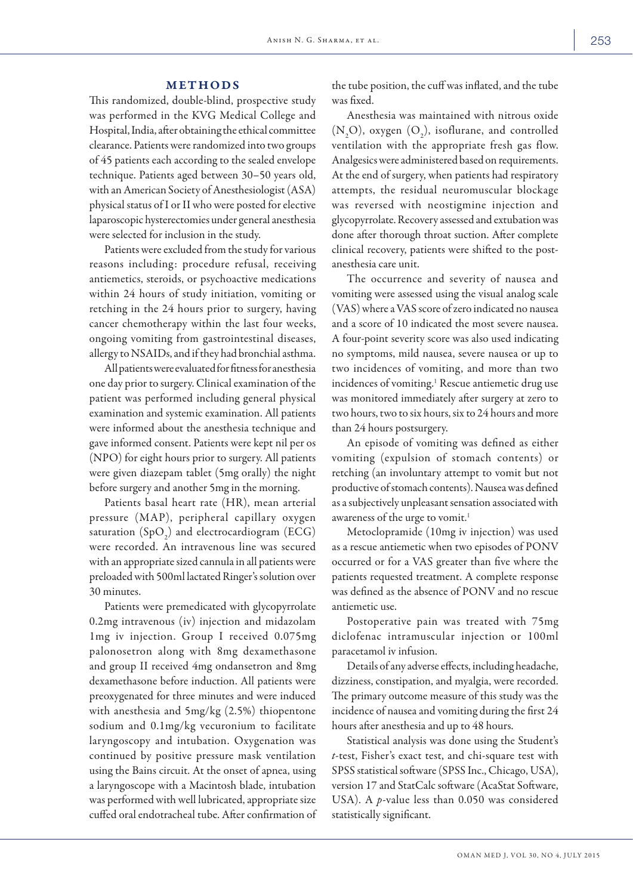## METHODS

This randomized, double-blind, prospective study was performed in the KVG Medical College and Hospital, India, after obtaining the ethical committee clearance. Patients were randomized into two groups of 45 patients each according to the sealed envelope technique. Patients aged between 30–50 years old, with an American Society of Anesthesiologist (ASA) physical status of I or II who were posted for elective laparoscopic hysterectomies under general anesthesia were selected for inclusion in the study.

Patients were excluded from the study for various reasons including: procedure refusal, receiving antiemetics, steroids, or psychoactive medications within 24 hours of study initiation, vomiting or retching in the 24 hours prior to surgery, having cancer chemotherapy within the last four weeks, ongoing vomiting from gastrointestinal diseases, allergy to NSAIDs, and if they had bronchial asthma.

All patients were evaluated for fitness for anesthesia one day prior to surgery. Clinical examination of the patient was performed including general physical examination and systemic examination. All patients were informed about the anesthesia technique and gave informed consent. Patients were kept nil per os (NPO) for eight hours prior to surgery. All patients were given diazepam tablet (5mg orally) the night before surgery and another 5mg in the morning.

Patients basal heart rate (HR), mean arterial pressure (MAP), peripheral capillary oxygen saturation ($SpO_2$) and electrocardiogram (ECG) were recorded. An intravenous line was secured with an appropriate sized cannula in all patients were preloaded with 500ml lactated Ringer's solution over 30 minutes.

Patients were premedicated with glycopyrrolate 0.2mg intravenous (iv) injection and midazolam 1mg iv injection. Group I received 0.075mg palonosetron along with 8mg dexamethasone and group II received 4mg ondansetron and 8mg dexamethasone before induction. All patients were preoxygenated for three minutes and were induced with anesthesia and 5mg/kg (2.5%) thiopentone sodium and 0.1mg/kg vecuronium to facilitate laryngoscopy and intubation. Oxygenation was continued by positive pressure mask ventilation using the Bains circuit. At the onset of apnea, using a laryngoscope with a Macintosh blade, intubation was performed with well lubricated, appropriate size cuffed oral endotracheal tube. After confirmation of the tube position, the cuff was inflated, and the tube was fixed.

Anesthesia was maintained with nitrous oxide ($N_2O$), oxygen ($O_2$), isoflurane, and controlled ventilation with the appropriate fresh gas flow. Analgesics were administered based on requirements. At the end of surgery, when patients had respiratory attempts, the residual neuromuscular blockage was reversed with neostigmine injection and glycopyrrolate. Recovery assessed and extubation was done after thorough throat suction. After complete clinical recovery, patients were shifted to the post-anesthesia care unit.

The occurrence and severity of nausea and vomiting were assessed using the visual analog scale (VAS) where a VAS score of zero indicated no nausea and a score of 10 indicated the most severe nausea. A four-point severity score was also used indicating no symptoms, mild nausea, severe nausea or up to two incidences of vomiting, and more than two incidences of vomiting.[1] Rescue antiemetic drug use was monitored immediately after surgery at zero to two hours, two to six hours, six to 24 hours and more than 24 hours postsurgery.

An episode of vomiting was defined as either vomiting (expulsion of stomach contents) or retching (an involuntary attempt to vomit but not productive of stomach contents). Nausea was defined as a subjectively unpleasant sensation associated with awareness of the urge to vomit.[1]

Metoclopramide (10mg iv injection) was used as a rescue antiemetic when two episodes of PONV occurred or for a VAS greater than five where the patients requested treatment. A complete response was defined as the absence of PONV and no rescue antiemetic use.

Postoperative pain was treated with 75mg diclofenac intramuscular injection or 100ml paracetamol iv infusion.

Details of any adverse effects, including headache, dizziness, constipation, and myalgia, were recorded. The primary outcome measure of this study was the incidence of nausea and vomiting during the first 24 hours after anesthesia and up to 48 hours.

Statistical analysis was done using the Student's *t*-test, Fisher's exact test, and chi-square test with SPSS statistical software (SPSS Inc., Chicago, USA), version 17 and StatCalc software (AcaStat Software, USA). A $p$-value less than 0.050 was considered statistically significant.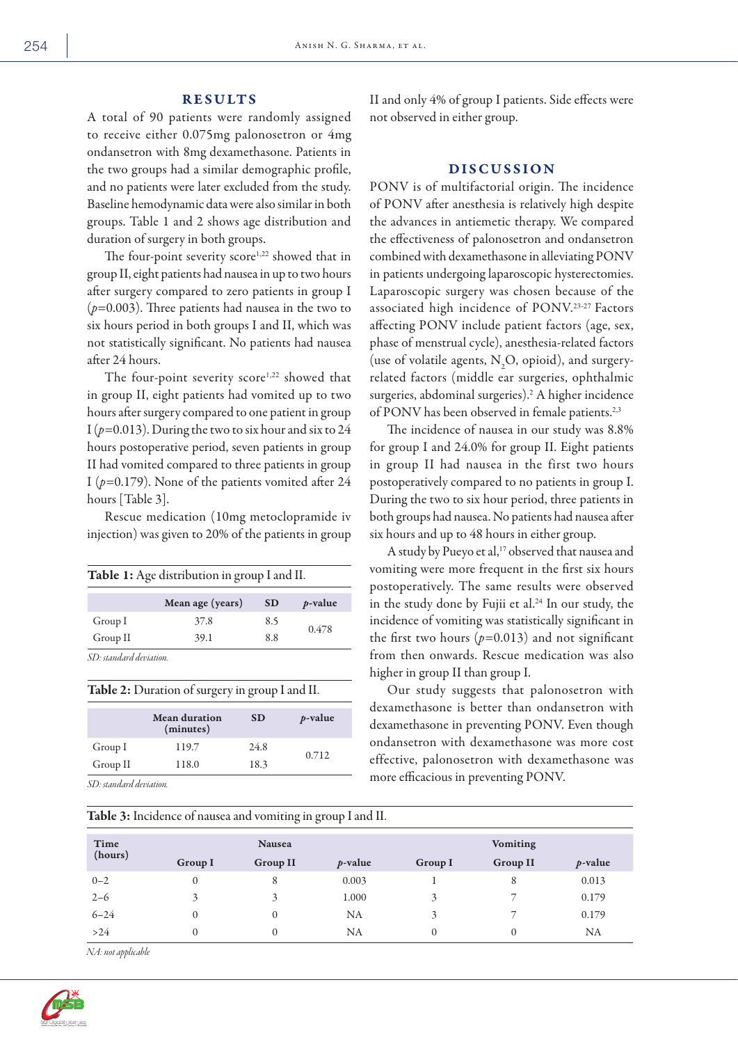## RESULTS

A total of 90 patients were randomly assigned to receive either 0.075mg palonosetron or 4mg ondansetron with 8mg dexamethasone. Patients in the two groups had a similar demographic profile, and no patients were later excluded from the study. Baseline hemodynamic data were also similar in both groups. Table 1 and 2 shows age distribution and duration of surgery in both groups.

The four-point severity score[1,22] showed that in group II, eight patients had nausea in up to two hours after surgery compared to zero patients in group I ($p$=0.003). Three patients had nausea in the two to six hours period in both groups I and II, which was not statistically significant. No patients had nausea after 24 hours.

The four-point severity score[1,22] showed that in group II, eight patients had vomited up to two hours after surgery compared to one patient in group I ($p$=0.013). During the two to six hour and six to 24 hours postoperative period, seven patients in group II had vomited compared to three patients in group I ($p$=0.179). None of the patients vomited after 24 hours [Table 3].

Rescue medication (10mg metoclopramide iv injection) was given to 20% of the patients in group II and only 4% of group I patients. Side effects were not observed in either group.

**Table 1:** Age distribution in group I and II.

| | Mean age (years) | SD | *p*-value |
|---|---|---|---|
| Group I | 37.8 | 8.5 | 0.478 |
| Group II | 39.1 | 8.8 | |

*SD: standard deviation.*

**Table 2:** Duration of surgery in group I and II.

| | Mean duration (minutes) | SD | *p*-value |
|---|---|---|---|
| Group I | 119.7 | 24.8 | 0.712 |
| Group II | 118.0 | 18.3 | |

*SD: standard deviation.*

## DISCUSSION

PONV is of multifactorial origin. The incidence of PONV after anesthesia is relatively high despite the advances in antiemetic therapy. We compared the effectiveness of palonosetron and ondansetron combined with dexamethasone in alleviating PONV in patients undergoing laparoscopic hysterectomies. Laparoscopic surgery was chosen because of the associated high incidence of PONV.[23-27] Factors affecting PONV include patient factors (age, sex, phase of menstrual cycle), anesthesia-related factors (use of volatile agents, $N_2O$, opioid), and surgery-related factors (middle ear surgeries, ophthalmic surgeries, abdominal surgeries).[2] A higher incidence of PONV has been observed in female patients.[2,3]

The incidence of nausea in our study was 8.8% for group I and 24.0% for group II. Eight patients in group II had nausea in the first two hours postoperatively compared to no patients in group I. During the two to six hour period, three patients in both groups had nausea. No patients had nausea after six hours and up to 48 hours in either group.

A study by Pueyo et al,[17] observed that nausea and vomiting were more frequent in the first six hours postoperatively. The same results were observed in the study done by Fujii et al.[24] In our study, the incidence of vomiting was statistically significant in the first two hours ($p$=0.013) and not significant from then onwards. Rescue medication was also higher in group II than group I.

Our study suggests that palonosetron with dexamethasone is better than ondansetron with dexamethasone in preventing PONV. Even though ondansetron with dexamethasone was more cost effective, palonosetron with dexamethasone was more efficacious in preventing PONV.

**Table 3:** Incidence of nausea and vomiting in group I and II.

| Time (hours) | Nausea | | | Vomiting | | |
|---|---|---|---|---|---|---|
| | Group I | Group II | *p*-value | Group I | Group II | *p*-value |
| 0–2 | 0 | 8 | 0.003 | 1 | 8 | 0.013 |
| 2–6 | 3 | 3 | 1.000 | 3 | 7 | 0.179 |
| 6–24 | 0 | 0 | NA | 3 | 7 | 0.179 |
| >24 | 0 | 0 | NA | 0 | 0 | NA |

*NA: not applicable*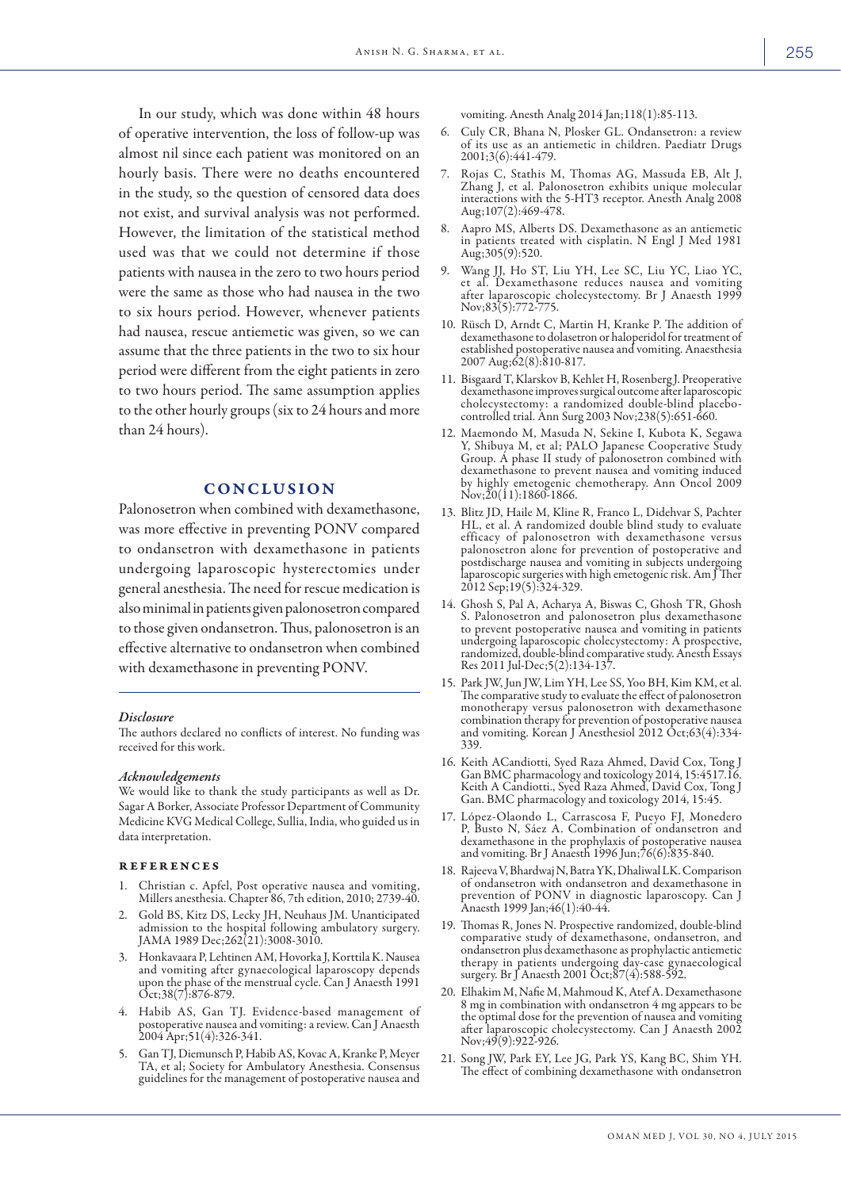In our study, which was done within 48 hours of operative intervention, the loss of follow-up was almost nil since each patient was monitored on an hourly basis. There were no deaths encountered in the study, so the question of censored data does not exist, and survival analysis was not performed. However, the limitation of the statistical method used was that we could not determine if those patients with nausea in the zero to two hours period were the same as those who had nausea in the two to six hours period. However, whenever patients had nausea, rescue antiemetic was given, so we can assume that the three patients in the two to six hour period were different from the eight patients in zero to two hours period. The same assumption applies to the other hourly groups (six to 24 hours and more than 24 hours).

## CONCLUSION

Palonosetron when combined with dexamethasone, was more effective in preventing PONV compared to ondansetron with dexamethasone in patients undergoing laparoscopic hysterectomies under general anesthesia. The need for rescue medication is also minimal in patients given palonosetron compared to those given ondansetron. Thus, palonosetron is an effective alternative to ondansetron when combined with dexamethasone in preventing PONV.

### *Disclosure*

The authors declared no conflicts of interest. No funding was received for this work.

### *Acknowledgements*

We would like to thank the study participants as well as Dr. Sagar A Borker, Associate Professor Department of Community Medicine KVG Medical College, Sullia, India, who guided us in data interpretation.

## REFERENCES

1. Christian c. Apfel, Post operative nausea and vomiting, Millers anesthesia. Chapter 86, 7th edition, 2010; 2739-40.
2. Gold BS, Kitz DS, Lecky JH, Neuhaus JM. Unanticipated admission to the hospital following ambulatory surgery. JAMA 1989 Dec;262(21):3008-3010.
3. Honkavaara P, Lehtinen AM, Hovorka J, Korttila K. Nausea and vomiting after gynaecological laparoscopy depends upon the phase of the menstrual cycle. Can J Anaesth 1991 Oct;38(7):876-879.
4. Habib AS, Gan TJ. Evidence-based management of postoperative nausea and vomiting: a review. Can J Anaesth 2004 Apr;51(4):326-341.
5. Gan TJ, Diemunsch P, Habib AS, Kovac A, Kranke P, Meyer TA, et al; Society for Ambulatory Anesthesia. Consensus guidelines for the management of postoperative nausea and vomiting. Anesth Analg 2014 Jan;118(1):85-113.
6. Culy CR, Bhana N, Plosker GL. Ondansetron: a review of its use as an antiemetic in children. Paediatr Drugs 2001;3(6):441-479.
7. Rojas C, Stathis M, Thomas AG, Massuda EB, Alt J, Zhang J, et al. Palonosetron exhibits unique molecular interactions with the 5-HT3 receptor. Anesth Analg 2008 Aug;107(2):469-478.
8. Aapro MS, Alberts DS. Dexamethasone as an antiemetic in patients treated with cisplatin. N Engl J Med 1981 Aug;305(9):520.
9. Wang JJ, Ho ST, Liu YH, Lee SC, Liu YC, Liao YC, et al. Dexamethasone reduces nausea and vomiting after laparoscopic cholecystectomy. Br J Anaesth 1999 Nov;83(5):772-775.
10. Rüsch D, Arndt C, Martin H, Kranke P. The addition of dexamethasone to dolasetron or haloperidol for treatment of established postoperative nausea and vomiting. Anaesthesia 2007 Aug;62(8):810-817.
11. Bisgaard T, Klarskov B, Kehlet H, Rosenberg J. Preoperative dexamethasone improves surgical outcome after laparoscopic cholecystectomy: a randomized double-blind placebo-controlled trial. Ann Surg 2003 Nov;238(5):651-660.
12. Maemondo M, Masuda N, Sekine I, Kubota K, Segawa Y, Shibuya M, et al; PALO Japanese Cooperative Study Group. A phase II study of palonosetron combined with dexamethasone to prevent nausea and vomiting induced by highly emetogenic chemotherapy. Ann Oncol 2009 Nov;20(11):1860-1866.
13. Blitz JD, Haile M, Kline R, Franco L, Didehvar S, Pachter HL, et al. A randomized double blind study to evaluate efficacy of palonosetron with dexamethasone versus palonosetron alone for prevention of postoperative and postdischarge nausea and vomiting in subjects undergoing laparoscopic surgeries with high emetogenic risk. Am J Ther 2012 Sep;19(5):324-329.
14. Ghosh S, Pal A, Acharya A, Biswas C, Ghosh TR, Ghosh S. Palonosetron and palonosetron plus dexamethasone to prevent postoperative nausea and vomiting in patients undergoing laparoscopic cholecystectomy: A prospective, randomized, double-blind comparative study. Anesth Essays Res 2011 Jul-Dec;5(2):134-137.
15. Park JW, Jun JW, Lim YH, Lee SS, Yoo BH, Kim KM, et al. The comparative study to evaluate the effect of palonosetron monotherapy versus palonosetron with dexamethasone combination therapy for prevention of postoperative nausea and vomiting. Korean J Anesthesiol 2012 Oct;63(4):334-339.
16. Keith ACandiotti, Syed Raza Ahmed, David Cox, Tong J Gan BMC pharmacology and toxicology 2014, 15:4517.16. Keith A Candiotti., Syed Raza Ahmed, David Cox, Tong J Gan. BMC pharmacology and toxicology 2014, 15:45.
17. López-Olaondo L, Carrascosa F, Pueyo FJ, Monedero P, Busto N, Sáez A. Combination of ondansetron and dexamethasone in the prophylaxis of postoperative nausea and vomiting. Br J Anaesth 1996 Jun;76(6):835-840.
18. Rajeeva V, Bhardwaj N, Batra YK, Dhaliwal LK. Comparison of ondansetron with ondansetron and dexamethasone in prevention of PONV in diagnostic laparoscopy. Can J Anaesth 1999 Jan;46(1):40-44.
19. Thomas R, Jones N. Prospective randomized, double-blind comparative study of dexamethasone, ondansetron, and ondansetron plus dexamethasone as prophylactic antiemetic therapy in patients undergoing day-case gynaecological surgery. Br J Anaesth 2001 Oct;87(4):588-592.
20. Elhakim M, Nafie M, Mahmoud K, Atef A. Dexamethasone 8 mg in combination with ondansetron 4 mg appears to be the optimal dose for the prevention of nausea and vomiting after laparoscopic cholecystectomy. Can J Anaesth 2002 Nov;49(9):922-926.
21. Song JW, Park EY, Lee JG, Park YS, Kang BC, Shim YH. The effect of combining dexamethasone with ondansetron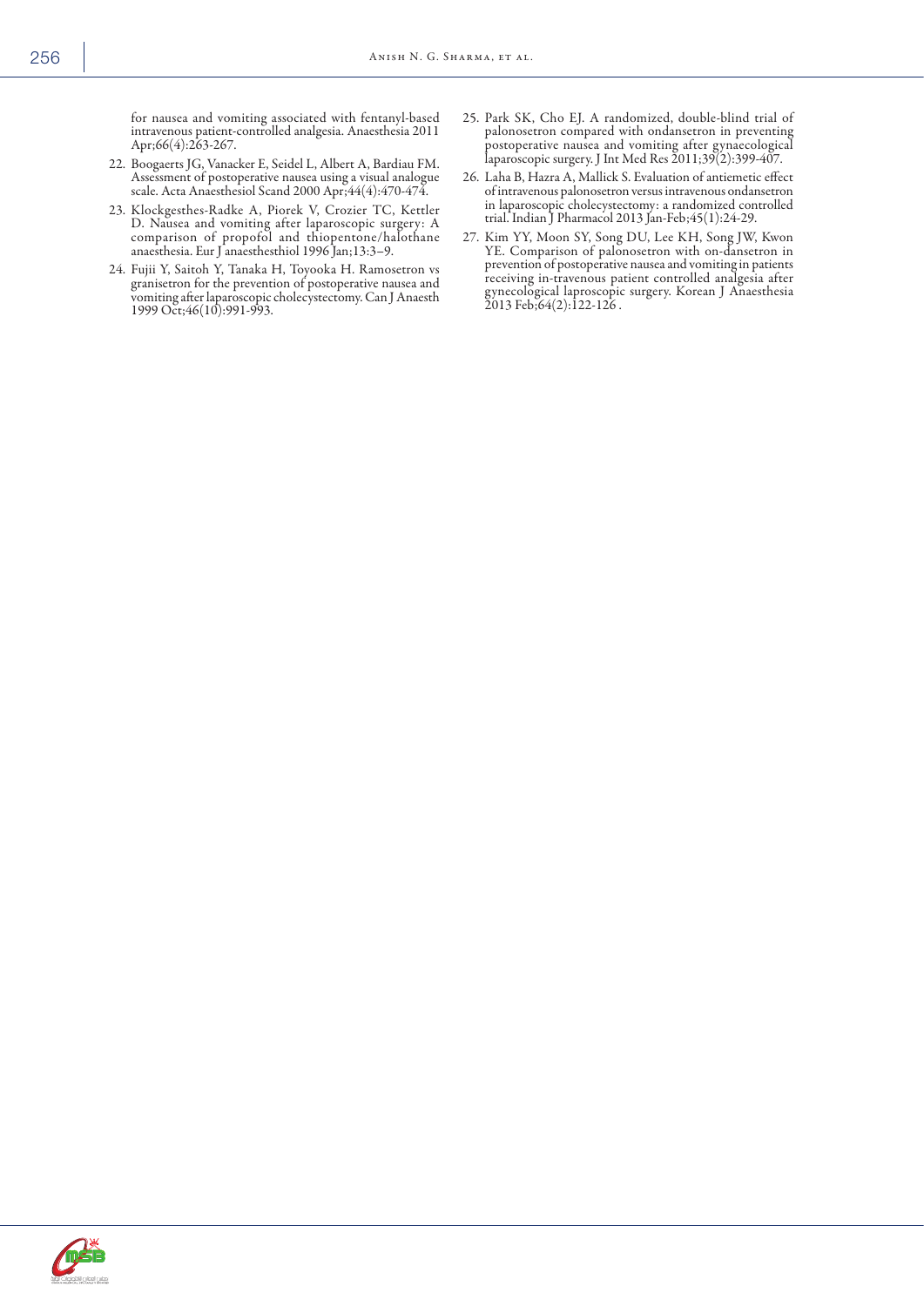for nausea and vomiting associated with fentanyl-based intravenous patient-controlled analgesia. Anaesthesia 2011 Apr;66(4):263-267.

22. Boogaerts JG, Vanacker E, Seidel L, Albert A, Bardiau FM. Assessment of postoperative nausea using a visual analogue scale. Acta Anaesthesiol Scand 2000 Apr;44(4):470-474.
23. Klockgesthes-Radke A, Piorek V, Crozier TC, Kettler D. Nausea and vomiting after laparoscopic surgery: A comparison of propofol and thiopentone/halothane anaesthesia. Eur J anaesthesthiol 1996 Jan;13:3–9.
24. Fujii Y, Saitoh Y, Tanaka H, Toyooka H. Ramosetron vs granisetron for the prevention of postoperative nausea and vomiting after laparoscopic cholecystectomy. Can J Anaesth 1999 Oct;46(10):991-993.
25. Park SK, Cho EJ. A randomized, double-blind trial of palonosetron compared with ondansetron in preventing postoperative nausea and vomiting after gynaecological laparoscopic surgery. J Int Med Res 2011;39(2):399-407.
26. Laha B, Hazra A, Mallick S. Evaluation of antiemetic effect of intravenous palonosetron versus intravenous ondansetron in laparoscopic cholecystectomy: a randomized controlled trial. Indian J Pharmacol 2013 Jan-Feb;45(1):24-29.
27. Kim YY, Moon SY, Song DU, Lee KH, Song JW, Kwon YE. Comparison of palonosetron with on-dansetron in prevention of postoperative nausea and vomiting in patients receiving in-travenous patient controlled analgesia after gynecological laproscopic surgery. Korean J Anaesthesia 2013 Feb;64(2):122-126 .